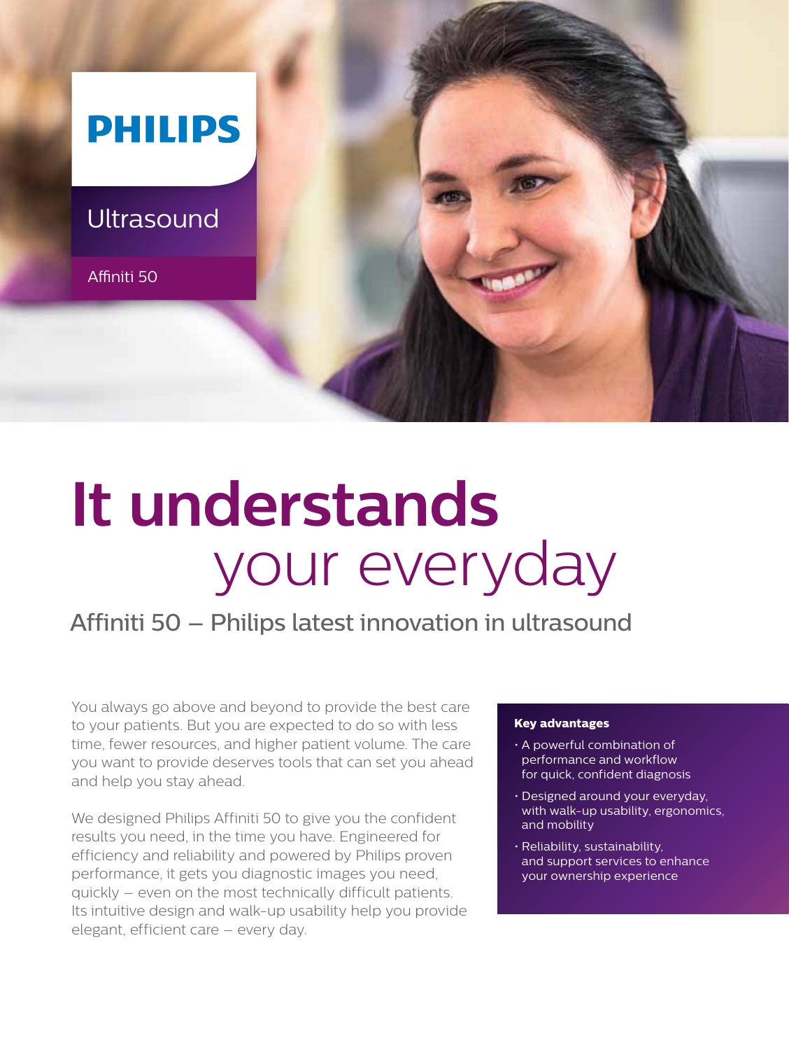PHILIPS

Ultrasound

Affiniti 50

# It understands your everyday

## Affiniti 50 – Philips latest innovation in ultrasound

You always go above and beyond to provide the best care to your patients. But you are expected to do so with less time, fewer resources, and higher patient volume. The care you want to provide deserves tools that can set you ahead and help you stay ahead.

We designed Philips Affiniti 50 to give you the confident results you need, in the time you have. Engineered for efficiency and reliability and powered by Philips proven performance, it gets you diagnostic images you need, quickly – even on the most technically difficult patients. Its intuitive design and walk-up usability help you provide elegant, efficient care – every day.

**Key advantages**

- A powerful combination of performance and workflow for quick, confident diagnosis
- Designed around your everyday, with walk-up usability, ergonomics, and mobility
- Reliability, sustainability, and support services to enhance your ownership experience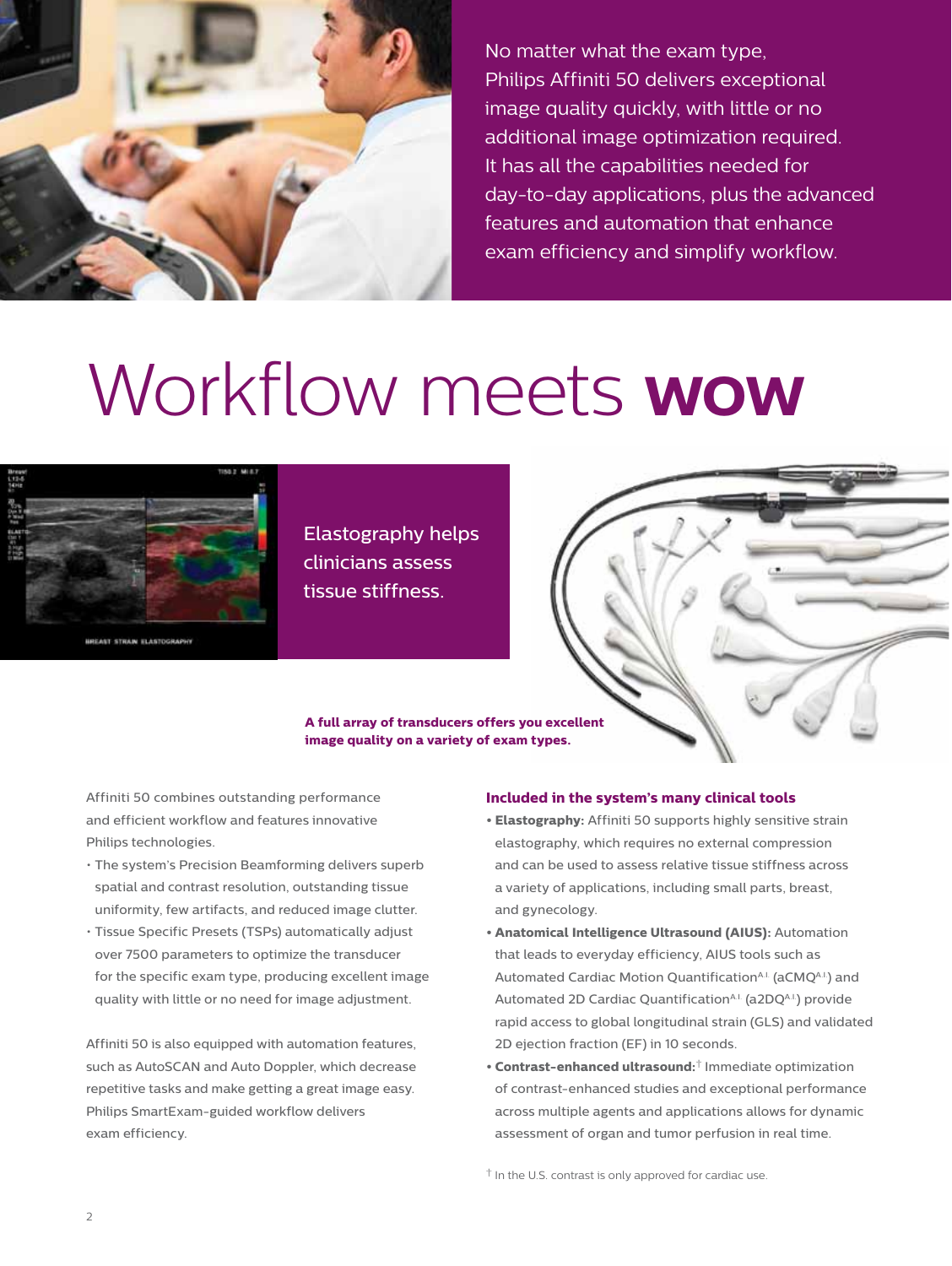No matter what the exam type, Philips Affiniti 50 delivers exceptional image quality quickly, with little or no additional image optimization required. It has all the capabilities needed for day-to-day applications, plus the advanced features and automation that enhance exam efficiency and simplify workflow.

# Workflow meets **wow**

Elastography helps clinicians assess tissue stiffness.

**A full array of transducers offers you excellent image quality on a variety of exam types.**

Affiniti 50 combines outstanding performance and efficient workflow and features innovative Philips technologies.

- The system's Precision Beamforming delivers superb spatial and contrast resolution, outstanding tissue uniformity, few artifacts, and reduced image clutter.
- Tissue Specific Presets (TSPs) automatically adjust over 7500 parameters to optimize the transducer for the specific exam type, producing excellent image quality with little or no need for image adjustment.

Affiniti 50 is also equipped with automation features, such as AutoSCAN and Auto Doppler, which decrease repetitive tasks and make getting a great image easy. Philips SmartExam-guided workflow delivers exam efficiency.

### Included in the system's many clinical tools

- **Elastography:** Affiniti 50 supports highly sensitive strain elastography, which requires no external compression and can be used to assess relative tissue stiffness across a variety of applications, including small parts, breast, and gynecology.
- **Anatomical Intelligence Ultrasound (AIUS):** Automation that leads to everyday efficiency, AIUS tools such as Automated Cardiac Motion Quantification[A.I.] (aCMQ[A.I.]) and Automated 2D Cardiac Quantification[A.I.] (a2DQ[A.I.]) provide rapid access to global longitudinal strain (GLS) and validated 2D ejection fraction (EF) in 10 seconds.
- **Contrast-enhanced ultrasound:**[†] Immediate optimization of contrast-enhanced studies and exceptional performance across multiple agents and applications allows for dynamic assessment of organ and tumor perfusion in real time.

[†] In the U.S. contrast is only approved for cardiac use.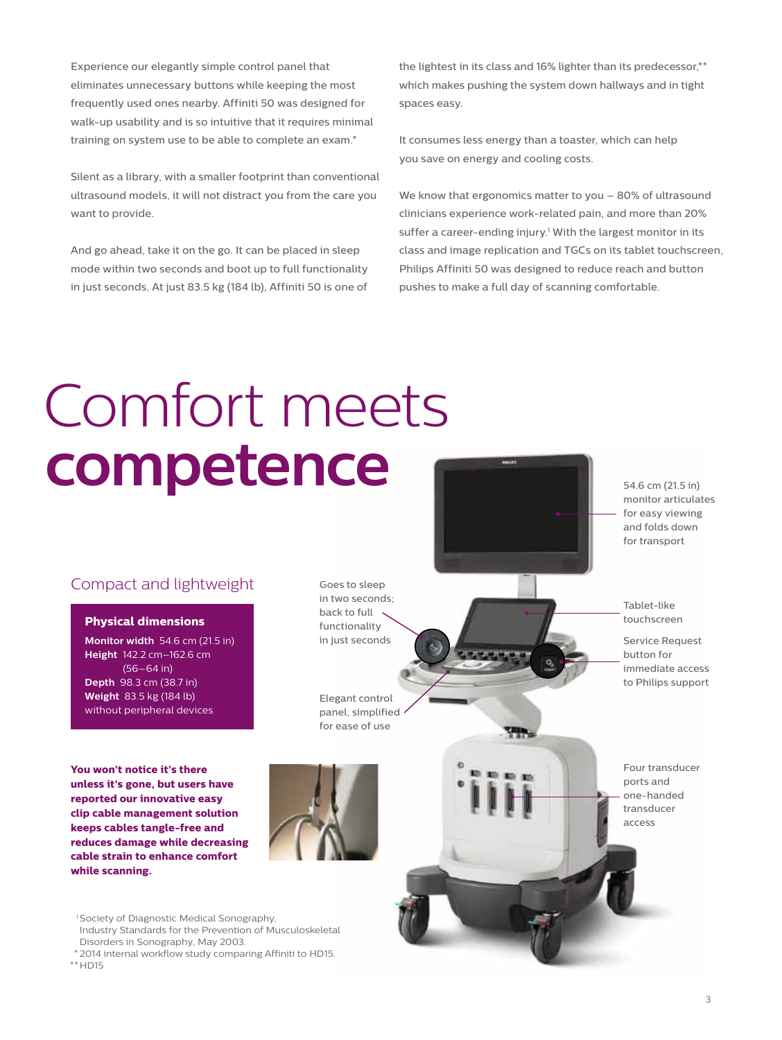Experience our elegantly simple control panel that eliminates unnecessary buttons while keeping the most frequently used ones nearby. Affiniti 50 was designed for walk-up usability and is so intuitive that it requires minimal training on system use to be able to complete an exam.*

Silent as a library, with a smaller footprint than conventional ultrasound models, it will not distract you from the care you want to provide.

And go ahead, take it on the go. It can be placed in sleep mode within two seconds and boot up to full functionality in just seconds. At just 83.5 kg (184 lb), Affiniti 50 is one of the lightest in its class and 16% lighter than its predecessor,** which makes pushing the system down hallways and in tight spaces easy.

It consumes less energy than a toaster, which can help you save on energy and cooling costs.

We know that ergonomics matter to you – 80% of ultrasound clinicians experience work-related pain, and more than 20% suffer a career-ending injury.[1] With the largest monitor in its class and image replication and TGCs on its tablet touchscreen, Philips Affiniti 50 was designed to reduce reach and button pushes to make a full day of scanning comfortable.

# Comfort meets **competence**

## Compact and lightweight

**Physical dimensions**

**Monitor width** 54.6 cm (21.5 in)
**Height** 142.2 cm–162.6 cm (56–64 in)
**Depth** 98.3 cm (38.7 in)
**Weight** 83.5 kg (184 lb) without peripheral devices

**You won't notice it's there unless it's gone, but users have reported our innovative easy clip cable management solution keeps cables tangle-free and reduces damage while decreasing cable strain to enhance comfort while scanning.**

Goes to sleep in two seconds; back to full functionality in just seconds

Elegant control panel, simplified for ease of use

54.6 cm (21.5 in) monitor articulates for easy viewing and folds down for transport

Tablet-like touchscreen

Service Request button for immediate access to Philips support

Four transducer ports and one-handed transducer access

[1] Society of Diagnostic Medical Sonography, Industry Standards for the Prevention of Musculoskeletal Disorders in Sonography, May 2003.
* 2014 internal workflow study comparing Affiniti to HD15.
** HD15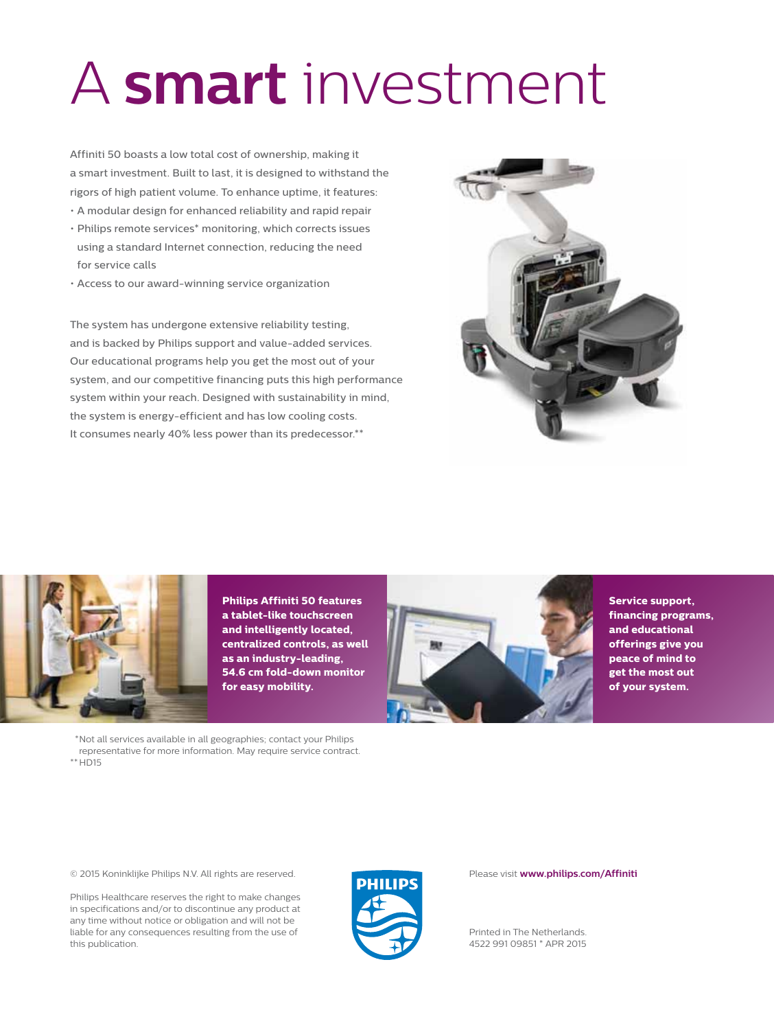# A **smart** investment

Affiniti 50 boasts a low total cost of ownership, making it a smart investment. Built to last, it is designed to withstand the rigors of high patient volume. To enhance uptime, it features:

- A modular design for enhanced reliability and rapid repair
- Philips remote services* monitoring, which corrects issues using a standard Internet connection, reducing the need for service calls
- Access to our award-winning service organization

The system has undergone extensive reliability testing, and is backed by Philips support and value-added services. Our educational programs help you get the most out of your system, and our competitive financing puts this high performance system within your reach. Designed with sustainability in mind, the system is energy-efficient and has low cooling costs. It consumes nearly 40% less power than its predecessor.**

**Philips Affiniti 50 features a tablet-like touchscreen and intelligently located, centralized controls, as well as an industry-leading, 54.6 cm fold-down monitor for easy mobility.**

**Service support, financing programs, and educational offerings give you peace of mind to get the most out of your system.**

*Not all services available in all geographies; contact your Philips representative for more information. May require service contract.
** HD15

© 2015 Koninklijke Philips N.V. All rights are reserved.

Philips Healthcare reserves the right to make changes in specifications and/or to discontinue any product at any time without notice or obligation and will not be liable for any consequences resulting from the use of this publication.

PHILIPS

Please visit **www.philips.com/Affiniti**

Printed in The Netherlands.
4522 991 09851 * APR 2015